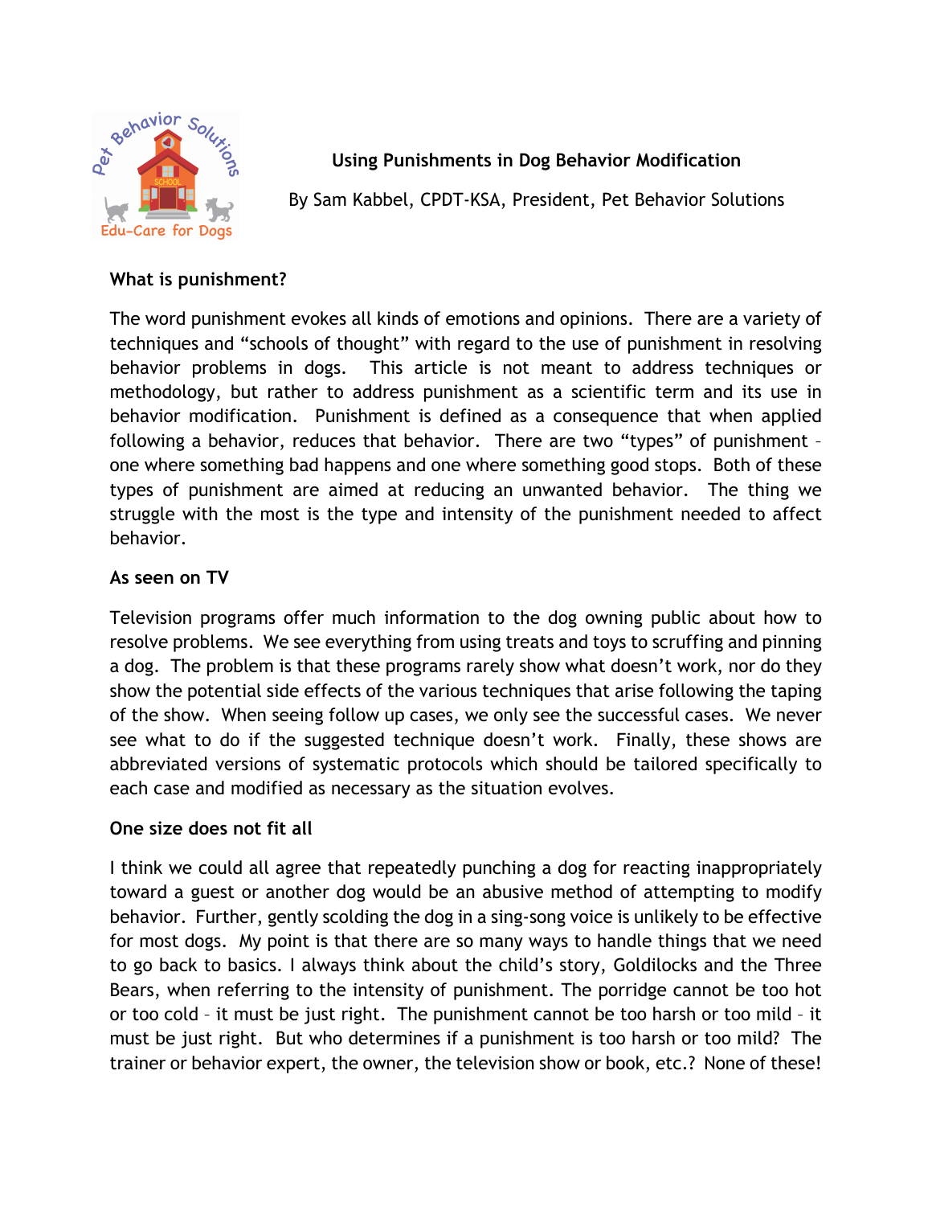# Using Punishments in Dog Behavior Modification

By Sam Kabbel, CPDT-KSA, President, Pet Behavior Solutions

## What is punishment?

The word punishment evokes all kinds of emotions and opinions. There are a variety of techniques and "schools of thought" with regard to the use of punishment in resolving behavior problems in dogs. This article is not meant to address techniques or methodology, but rather to address punishment as a scientific term and its use in behavior modification. Punishment is defined as a consequence that when applied following a behavior, reduces that behavior. There are two "types" of punishment – one where something bad happens and one where something good stops. Both of these types of punishment are aimed at reducing an unwanted behavior. The thing we struggle with the most is the type and intensity of the punishment needed to affect behavior.

## As seen on TV

Television programs offer much information to the dog owning public about how to resolve problems. We see everything from using treats and toys to scruffing and pinning a dog. The problem is that these programs rarely show what doesn't work, nor do they show the potential side effects of the various techniques that arise following the taping of the show. When seeing follow up cases, we only see the successful cases. We never see what to do if the suggested technique doesn't work. Finally, these shows are abbreviated versions of systematic protocols which should be tailored specifically to each case and modified as necessary as the situation evolves.

## One size does not fit all

I think we could all agree that repeatedly punching a dog for reacting inappropriately toward a guest or another dog would be an abusive method of attempting to modify behavior. Further, gently scolding the dog in a sing-song voice is unlikely to be effective for most dogs. My point is that there are so many ways to handle things that we need to go back to basics. I always think about the child's story, Goldilocks and the Three Bears, when referring to the intensity of punishment. The porridge cannot be too hot or too cold – it must be just right. The punishment cannot be too harsh or too mild – it must be just right. But who determines if a punishment is too harsh or too mild? The trainer or behavior expert, the owner, the television show or book, etc.? None of these!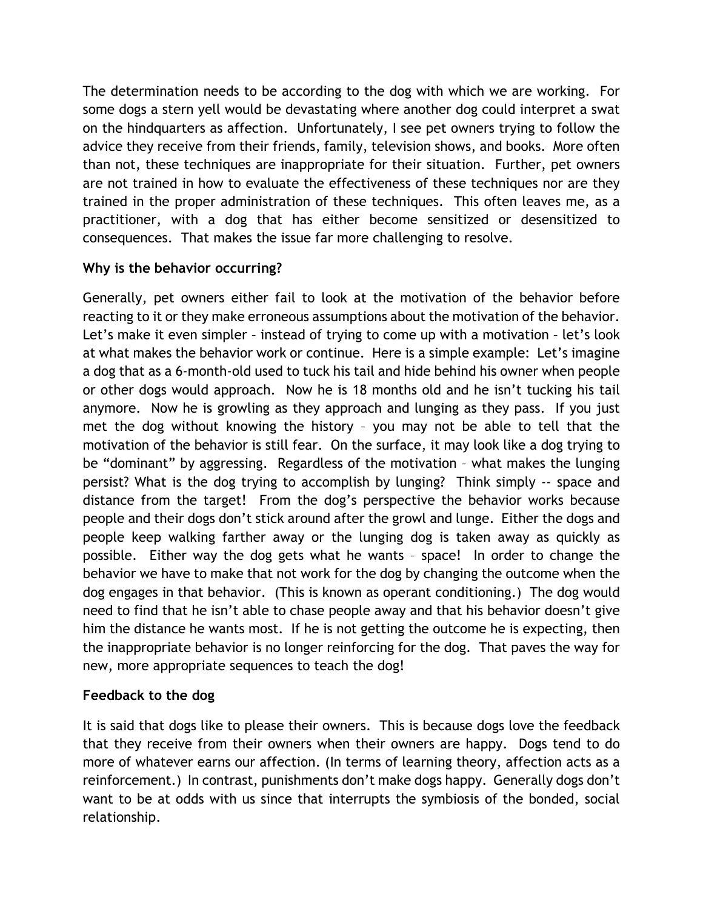The determination needs to be according to the dog with which we are working. For some dogs a stern yell would be devastating where another dog could interpret a swat on the hindquarters as affection. Unfortunately, I see pet owners trying to follow the advice they receive from their friends, family, television shows, and books. More often than not, these techniques are inappropriate for their situation. Further, pet owners are not trained in how to evaluate the effectiveness of these techniques nor are they trained in the proper administration of these techniques. This often leaves me, as a practitioner, with a dog that has either become sensitized or desensitized to consequences. That makes the issue far more challenging to resolve.

**Why is the behavior occurring?**

Generally, pet owners either fail to look at the motivation of the behavior before reacting to it or they make erroneous assumptions about the motivation of the behavior. Let's make it even simpler – instead of trying to come up with a motivation – let's look at what makes the behavior work or continue. Here is a simple example: Let's imagine a dog that as a 6-month-old used to tuck his tail and hide behind his owner when people or other dogs would approach. Now he is 18 months old and he isn't tucking his tail anymore. Now he is growling as they approach and lunging as they pass. If you just met the dog without knowing the history – you may not be able to tell that the motivation of the behavior is still fear. On the surface, it may look like a dog trying to be "dominant" by aggressing. Regardless of the motivation – what makes the lunging persist? What is the dog trying to accomplish by lunging? Think simply -- space and distance from the target! From the dog's perspective the behavior works because people and their dogs don't stick around after the growl and lunge. Either the dogs and people keep walking farther away or the lunging dog is taken away as quickly as possible. Either way the dog gets what he wants – space! In order to change the behavior we have to make that not work for the dog by changing the outcome when the dog engages in that behavior. (This is known as operant conditioning.) The dog would need to find that he isn't able to chase people away and that his behavior doesn't give him the distance he wants most. If he is not getting the outcome he is expecting, then the inappropriate behavior is no longer reinforcing for the dog. That paves the way for new, more appropriate sequences to teach the dog!

**Feedback to the dog**

It is said that dogs like to please their owners. This is because dogs love the feedback that they receive from their owners when their owners are happy. Dogs tend to do more of whatever earns our affection. (In terms of learning theory, affection acts as a reinforcement.) In contrast, punishments don't make dogs happy. Generally dogs don't want to be at odds with us since that interrupts the symbiosis of the bonded, social relationship.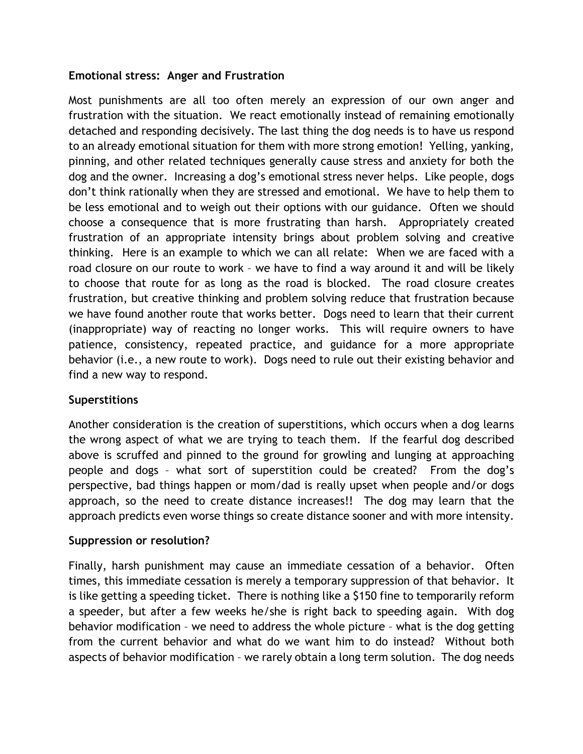**Emotional stress: Anger and Frustration**

Most punishments are all too often merely an expression of our own anger and frustration with the situation. We react emotionally instead of remaining emotionally detached and responding decisively. The last thing the dog needs is to have us respond to an already emotional situation for them with more strong emotion! Yelling, yanking, pinning, and other related techniques generally cause stress and anxiety for both the dog and the owner. Increasing a dog's emotional stress never helps. Like people, dogs don't think rationally when they are stressed and emotional. We have to help them to be less emotional and to weigh out their options with our guidance. Often we should choose a consequence that is more frustrating than harsh. Appropriately created frustration of an appropriate intensity brings about problem solving and creative thinking. Here is an example to which we can all relate: When we are faced with a road closure on our route to work – we have to find a way around it and will be likely to choose that route for as long as the road is blocked. The road closure creates frustration, but creative thinking and problem solving reduce that frustration because we have found another route that works better. Dogs need to learn that their current (inappropriate) way of reacting no longer works. This will require owners to have patience, consistency, repeated practice, and guidance for a more appropriate behavior (i.e., a new route to work). Dogs need to rule out their existing behavior and find a new way to respond.

**Superstitions**

Another consideration is the creation of superstitions, which occurs when a dog learns the wrong aspect of what we are trying to teach them. If the fearful dog described above is scruffed and pinned to the ground for growling and lunging at approaching people and dogs – what sort of superstition could be created? From the dog's perspective, bad things happen or mom/dad is really upset when people and/or dogs approach, so the need to create distance increases!! The dog may learn that the approach predicts even worse things so create distance sooner and with more intensity.

**Suppression or resolution?**

Finally, harsh punishment may cause an immediate cessation of a behavior. Often times, this immediate cessation is merely a temporary suppression of that behavior. It is like getting a speeding ticket. There is nothing like a $150 fine to temporarily reform a speeder, but after a few weeks he/she is right back to speeding again. With dog behavior modification – we need to address the whole picture – what is the dog getting from the current behavior and what do we want him to do instead? Without both aspects of behavior modification – we rarely obtain a long term solution. The dog needs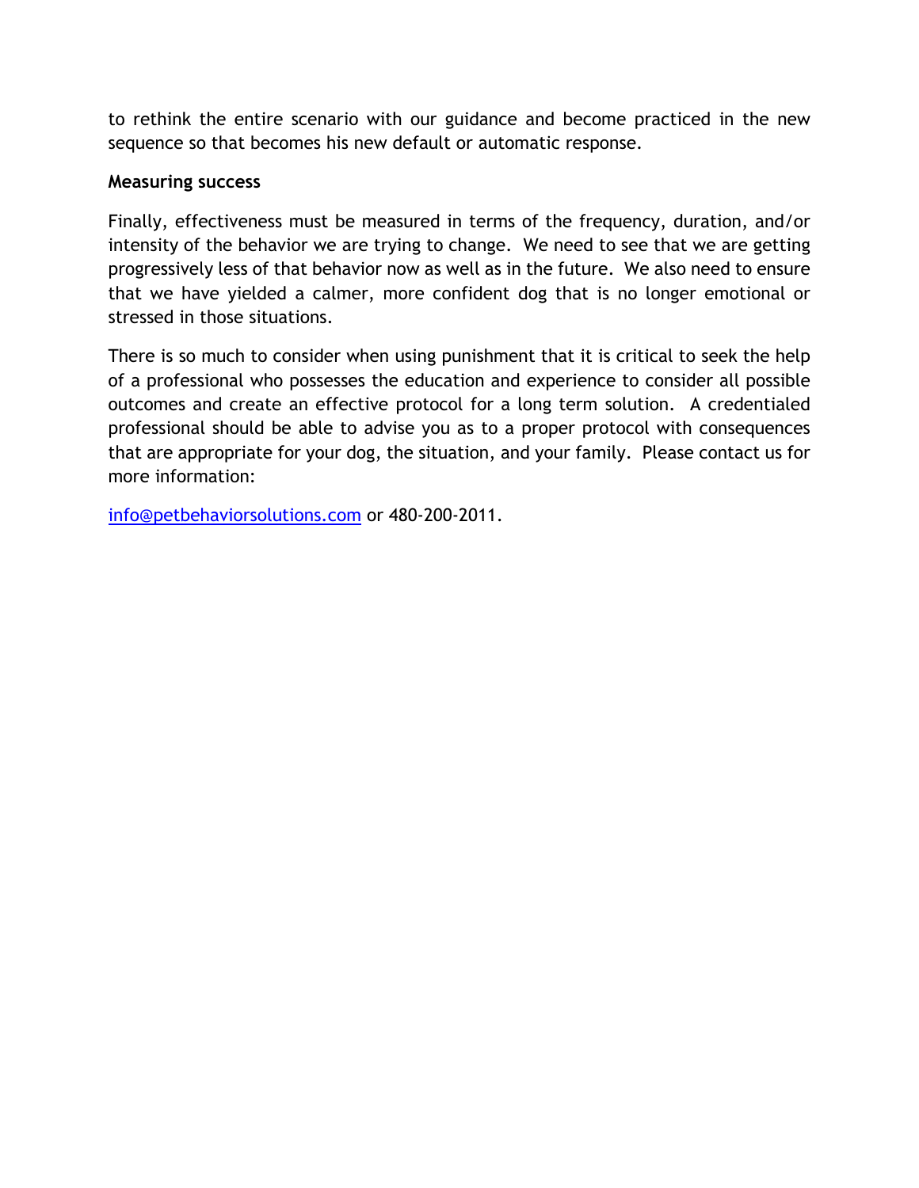to rethink the entire scenario with our guidance and become practiced in the new sequence so that becomes his new default or automatic response.

**Measuring success**

Finally, effectiveness must be measured in terms of the frequency, duration, and/or intensity of the behavior we are trying to change. We need to see that we are getting progressively less of that behavior now as well as in the future. We also need to ensure that we have yielded a calmer, more confident dog that is no longer emotional or stressed in those situations.

There is so much to consider when using punishment that it is critical to seek the help of a professional who possesses the education and experience to consider all possible outcomes and create an effective protocol for a long term solution. A credentialed professional should be able to advise you as to a proper protocol with consequences that are appropriate for your dog, the situation, and your family. Please contact us for more information:

info@petbehaviorsolutions.com or 480-200-2011.